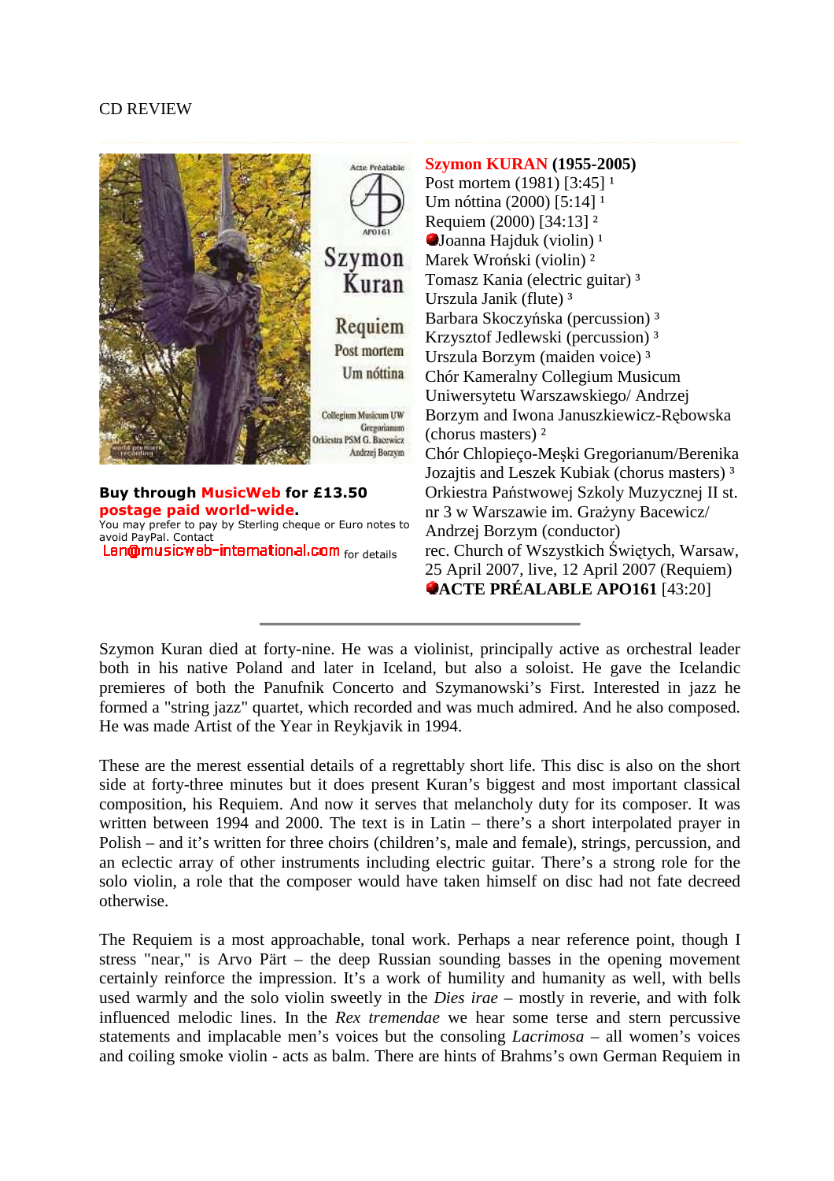CD REVIEW

**Szymon KURAN (1955-2005)**
Post mortem (1981) [3:45] [1]
Um nóttina (2000) [5:14] [1]
Requiem (2000) [34:13] [2]
Joanna Hajduk (violin) [1]
Marek Wroński (violin) [2]
Tomasz Kania (electric guitar) [3]
Urszula Janik (flute) [3]
Barbara Skoczyńska (percussion) [3]
Krzysztof Jedlewski (percussion) [3]
Urszula Borzym (maiden voice) [3]
Chór Kameralny Collegium Musicum Uniwersytetu Warszawskiego/ Andrzej Borzym and Iwona Januszkiewicz-Rębowska (chorus masters) [2]
Chór Chlopieço-Męski Gregorianum/Berenika Jozajtis and Leszek Kubiak (chorus masters) [3]
Orkiestra Państwowej Szkoly Muzycznej II st. nr 3 w Warszawie im. Grażyny Bacewicz/ Andrzej Borzym (conductor)
rec. Church of Wszystkich Świętych, Warsaw, 25 April 2007, live, 12 April 2007 (Requiem)
**ACTE PRÉALABLE APO161** [43:20]

**Buy through MusicWeb for £13.50 postage paid world-wide.**
You may prefer to pay by Sterling cheque or Euro notes to avoid PayPal. Contact Len@musicweb-international.com for details

Szymon Kuran died at forty-nine. He was a violinist, principally active as orchestral leader both in his native Poland and later in Iceland, but also a soloist. He gave the Icelandic premieres of both the Panufnik Concerto and Szymanowski's First. Interested in jazz he formed a "string jazz" quartet, which recorded and was much admired. And he also composed. He was made Artist of the Year in Reykjavik in 1994.

These are the merest essential details of a regrettably short life. This disc is also on the short side at forty-three minutes but it does present Kuran's biggest and most important classical composition, his Requiem. And now it serves that melancholy duty for its composer. It was written between 1994 and 2000. The text is in Latin – there's a short interpolated prayer in Polish – and it's written for three choirs (children's, male and female), strings, percussion, and an eclectic array of other instruments including electric guitar. There's a strong role for the solo violin, a role that the composer would have taken himself on disc had not fate decreed otherwise.

The Requiem is a most approachable, tonal work. Perhaps a near reference point, though I stress "near," is Arvo Pärt – the deep Russian sounding basses in the opening movement certainly reinforce the impression. It's a work of humility and humanity as well, with bells used warmly and the solo violin singing sweetly in the *Dies irae* – mostly in reverie, and with folk influenced melodic lines. In the *Rex tremendae* we hear some terse and stern percussive statements and implacable men's voices but the consoling *Lacrimosa* – all women's voices and coiling smoke violin - acts as balm. There are hints of Brahms's own German Requiem in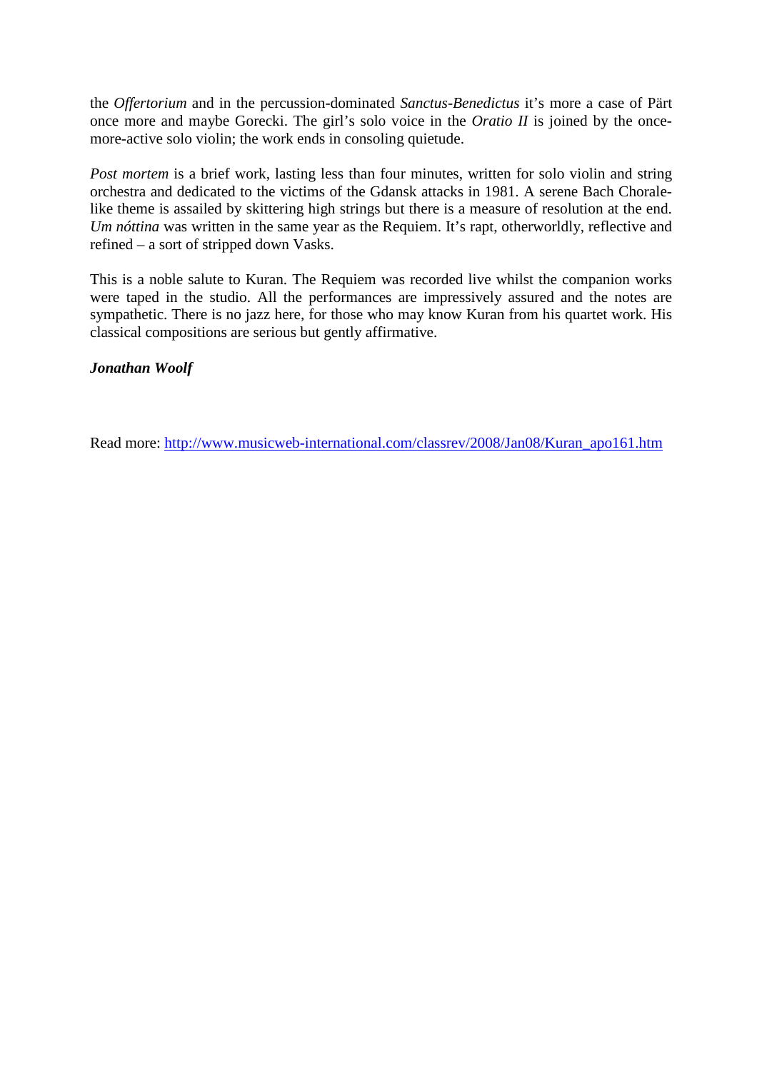the *Offertorium* and in the percussion-dominated *Sanctus-Benedictus* it's more a case of Pärt once more and maybe Gorecki. The girl's solo voice in the *Oratio II* is joined by the once-more-active solo violin; the work ends in consoling quietude.

*Post mortem* is a brief work, lasting less than four minutes, written for solo violin and string orchestra and dedicated to the victims of the Gdansk attacks in 1981. A serene Bach Chorale-like theme is assailed by skittering high strings but there is a measure of resolution at the end. *Um nóttina* was written in the same year as the Requiem. It's rapt, otherworldly, reflective and refined – a sort of stripped down Vasks.

This is a noble salute to Kuran. The Requiem was recorded live whilst the companion works were taped in the studio. All the performances are impressively assured and the notes are sympathetic. There is no jazz here, for those who may know Kuran from his quartet work. His classical compositions are serious but gently affirmative.

***Jonathan Woolf***

Read more: [http://www.musicweb-international.com/classrev/2008/Jan08/Kuran_apo161.htm](http://www.musicweb-international.com/classrev/2008/Jan08/Kuran_apo161.htm)